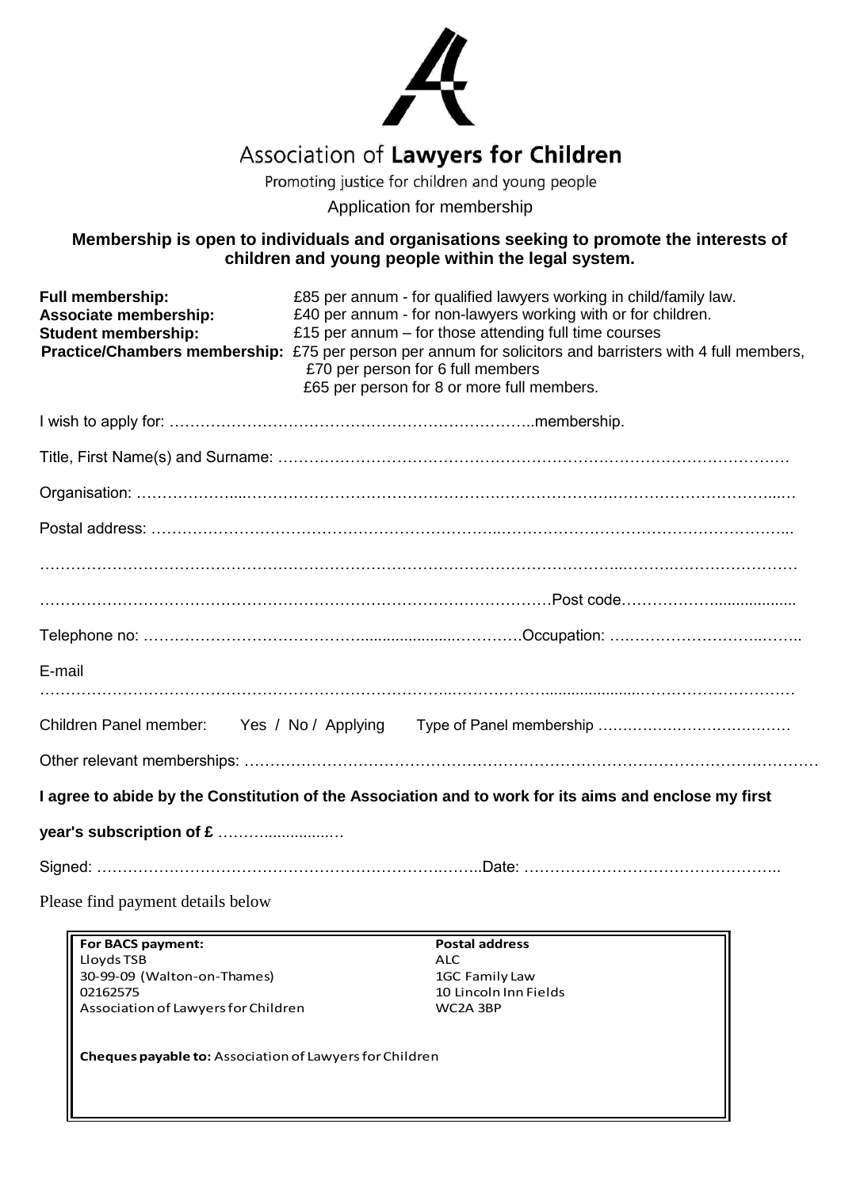# Association of **Lawyers for Children**

Promoting justice for children and young people

Application for membership

**Membership is open to individuals and organisations seeking to promote the interests of children and young people within the legal system.**

**Full membership:** £85 per annum - for qualified lawyers working in child/family law.
**Associate membership:** £40 per annum - for non-lawyers working with or for children.
**Student membership:** £15 per annum – for those attending full time courses
**Practice/Chambers membership:** £75 per person per annum for solicitors and barristers with 4 full members, £70 per person for 6 full members
£65 per person for 8 or more full members.

I wish to apply for: ……………………………………………………………..membership.

Title, First Name(s) and Surname: ……………………………………………………………………………………….

Organisation: ……………………………………………………………………………………………………………….

Postal address: ……………………………………………………………………………………………………………...

……………………………………………………………………………………………………………………………….

……………………………………………………………………………………Post code…………………………….

Telephone no: ………………………………………………………………Occupation: ……………………………..

E-mail

……………………………………………………………………………………………………………………………….

Children Panel member: Yes / No / Applying Type of Panel membership …………………………………

Other relevant memberships: ………………………………………………………………………………………………

**I agree to abide by the Constitution of the Association and to work for its aims and enclose my first year's subscription of £** ………………….

Signed: …………………………………………………………………Date: …………………………………………..

Please find payment details below

| **For BACS payment:** | **Postal address** |
|---|---|
| Lloyds TSB | ALC |
| 30-99-09 (Walton-on-Thames) | 1GC Family Law |
| 02162575 | 10 Lincoln Inn Fields |
| Association of Lawyers for Children | WC2A 3BP |

**Cheques payable to:** Association of Lawyers for Children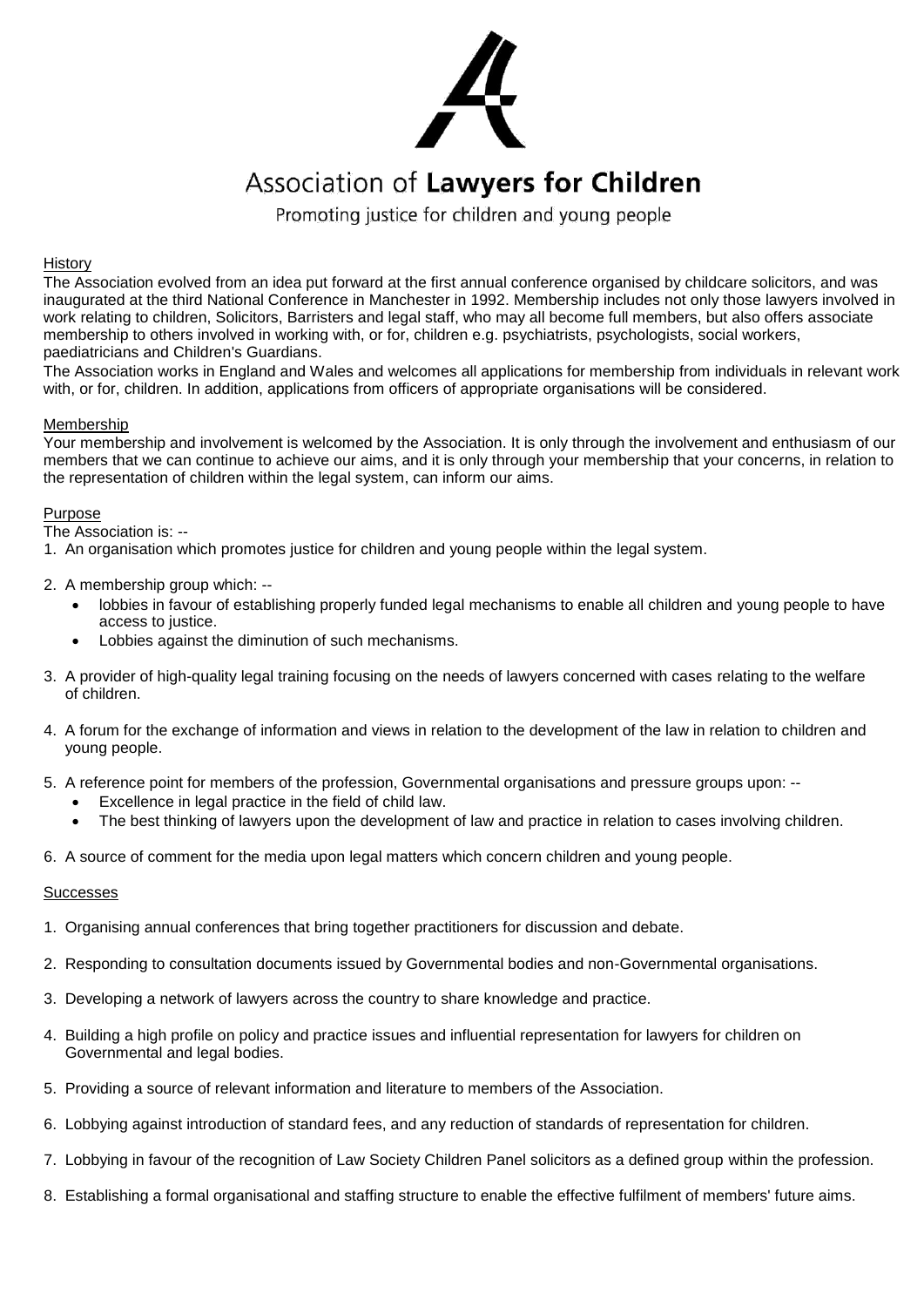# Association of **Lawyers for Children**

Promoting justice for children and young people

## History

The Association evolved from an idea put forward at the first annual conference organised by childcare solicitors, and was inaugurated at the third National Conference in Manchester in 1992. Membership includes not only those lawyers involved in work relating to children, Solicitors, Barristers and legal staff, who may all become full members, but also offers associate membership to others involved in working with, or for, children e.g. psychiatrists, psychologists, social workers, paediatricians and Children's Guardians.

The Association works in England and Wales and welcomes all applications for membership from individuals in relevant work with, or for, children. In addition, applications from officers of appropriate organisations will be considered.

## Membership

Your membership and involvement is welcomed by the Association. It is only through the involvement and enthusiasm of our members that we can continue to achieve our aims, and it is only through your membership that your concerns, in relation to the representation of children within the legal system, can inform our aims.

## Purpose

The Association is: --

1. An organisation which promotes justice for children and young people within the legal system.
2. A membership group which: --
   - lobbies in favour of establishing properly funded legal mechanisms to enable all children and young people to have access to justice.
   - Lobbies against the diminution of such mechanisms.
3. A provider of high-quality legal training focusing on the needs of lawyers concerned with cases relating to the welfare of children.
4. A forum for the exchange of information and views in relation to the development of the law in relation to children and young people.
5. A reference point for members of the profession, Governmental organisations and pressure groups upon: --
   - Excellence in legal practice in the field of child law.
   - The best thinking of lawyers upon the development of law and practice in relation to cases involving children.
6. A source of comment for the media upon legal matters which concern children and young people.

## Successes

1. Organising annual conferences that bring together practitioners for discussion and debate.
2. Responding to consultation documents issued by Governmental bodies and non-Governmental organisations.
3. Developing a network of lawyers across the country to share knowledge and practice.
4. Building a high profile on policy and practice issues and influential representation for lawyers for children on Governmental and legal bodies.
5. Providing a source of relevant information and literature to members of the Association.
6. Lobbying against introduction of standard fees, and any reduction of standards of representation for children.
7. Lobbying in favour of the recognition of Law Society Children Panel solicitors as a defined group within the profession.
8. Establishing a formal organisational and staffing structure to enable the effective fulfilment of members' future aims.